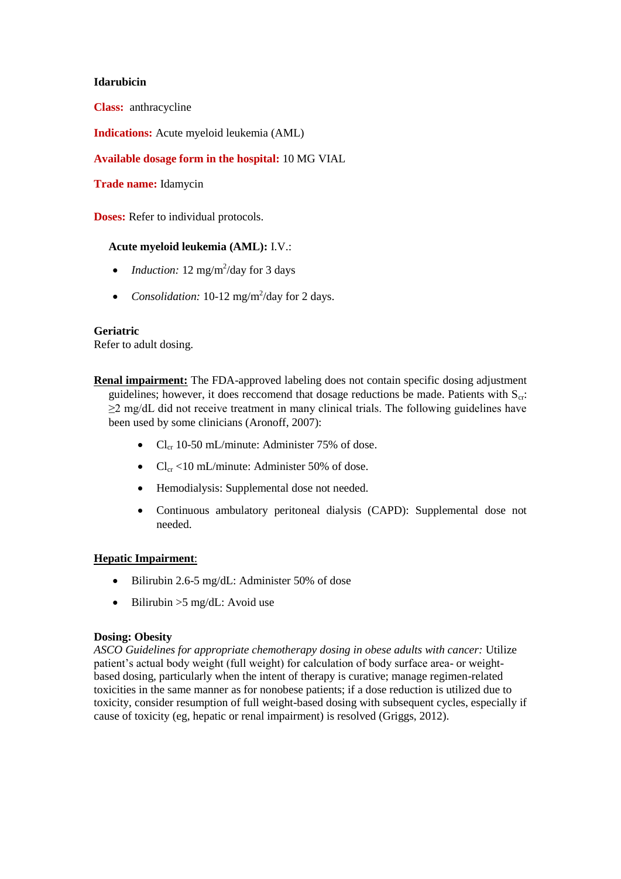**Idarubicin**

**Class:** anthracycline

**Indications:** Acute myeloid leukemia (AML)

**Available dosage form in the hospital:** 10 MG VIAL

**Trade name:** Idamycin

**Doses:** Refer to individual protocols.

**Acute myeloid leukemia (AML):** I.V.:

- *Induction:* 12 mg/m$^2$/day for 3 days
- *Consolidation:* 10-12 mg/m$^2$/day for 2 days.

**Geriatric**
Refer to adult dosing.

**Renal impairment:** The FDA-approved labeling does not contain specific dosing adjustment guidelines; however, it does reccomend that dosage reductions be made. Patients with $S_{cr}$: ≥2 mg/dL did not receive treatment in many clinical trials. The following guidelines have been used by some clinicians (Aronoff, 2007):

- $Cl_{cr}$ 10-50 mL/minute: Administer 75% of dose.
- $Cl_{cr}$ <10 mL/minute: Administer 50% of dose.
- Hemodialysis: Supplemental dose not needed.
- Continuous ambulatory peritoneal dialysis (CAPD): Supplemental dose not needed.

**Hepatic Impairment**:

- Bilirubin 2.6-5 mg/dL: Administer 50% of dose
- Bilirubin >5 mg/dL: Avoid use

**Dosing: Obesity**
*ASCO Guidelines for appropriate chemotherapy dosing in obese adults with cancer:* Utilize patient's actual body weight (full weight) for calculation of body surface area- or weight-based dosing, particularly when the intent of therapy is curative; manage regimen-related toxicities in the same manner as for nonobese patients; if a dose reduction is utilized due to toxicity, consider resumption of full weight-based dosing with subsequent cycles, especially if cause of toxicity (eg, hepatic or renal impairment) is resolved (Griggs, 2012).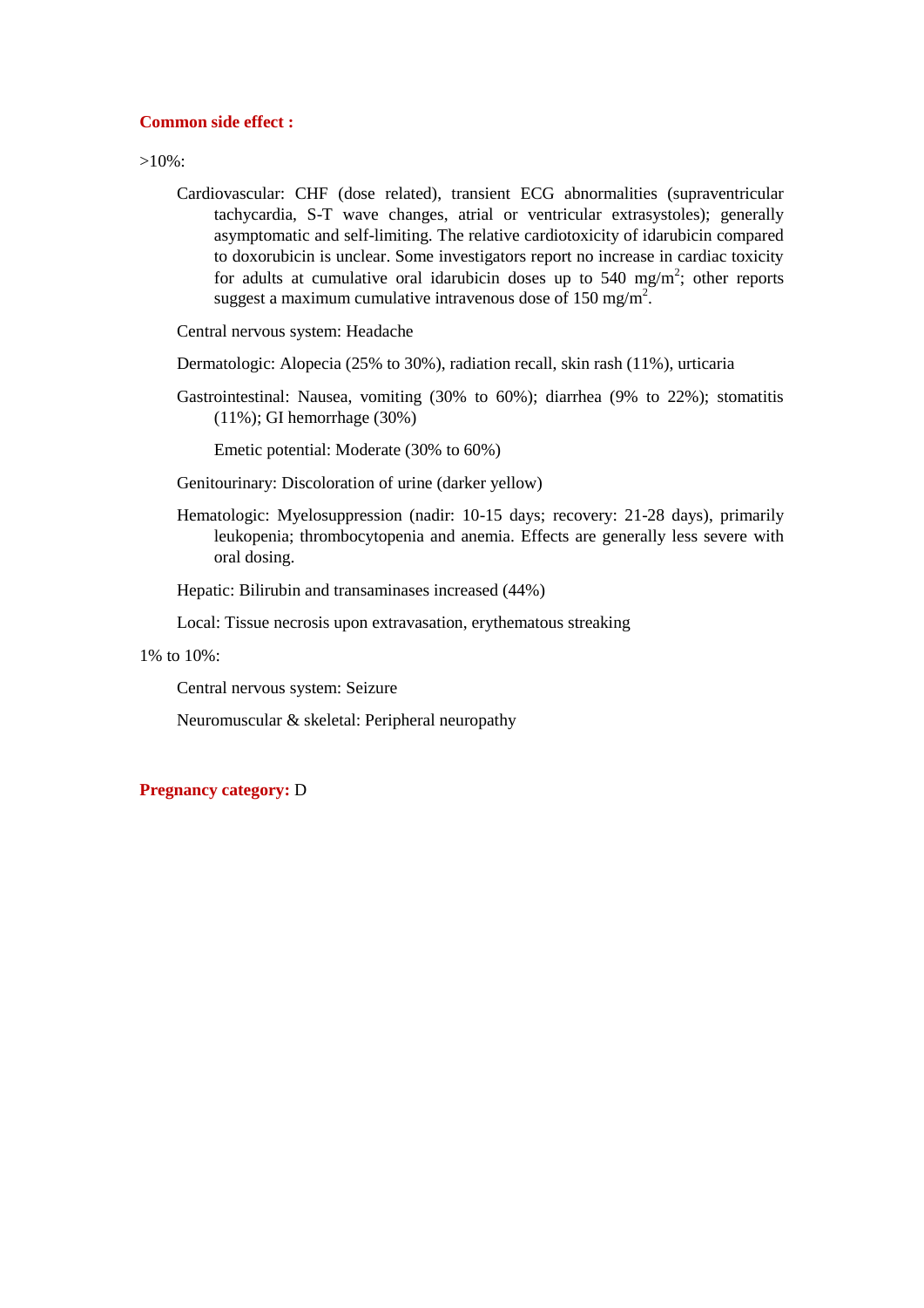**Common side effect :**

>10%:

- Cardiovascular: CHF (dose related), transient ECG abnormalities (supraventricular tachycardia, S-T wave changes, atrial or ventricular extrasystoles); generally asymptomatic and self-limiting. The relative cardiotoxicity of idarubicin compared to doxorubicin is unclear. Some investigators report no increase in cardiac toxicity for adults at cumulative oral idarubicin doses up to 540 $mg/m^2$; other reports suggest a maximum cumulative intravenous dose of 150 $mg/m^2$.
- Central nervous system: Headache
- Dermatologic: Alopecia (25% to 30%), radiation recall, skin rash (11%), urticaria
- Gastrointestinal: Nausea, vomiting (30% to 60%); diarrhea (9% to 22%); stomatitis (11%); GI hemorrhage (30%)

  Emetic potential: Moderate (30% to 60%)
- Genitourinary: Discoloration of urine (darker yellow)
- Hematologic: Myelosuppression (nadir: 10-15 days; recovery: 21-28 days), primarily leukopenia; thrombocytopenia and anemia. Effects are generally less severe with oral dosing.
- Hepatic: Bilirubin and transaminases increased (44%)
- Local: Tissue necrosis upon extravasation, erythematous streaking

1% to 10%:

- Central nervous system: Seizure
- Neuromuscular & skeletal: Peripheral neuropathy

**Pregnancy category:** D